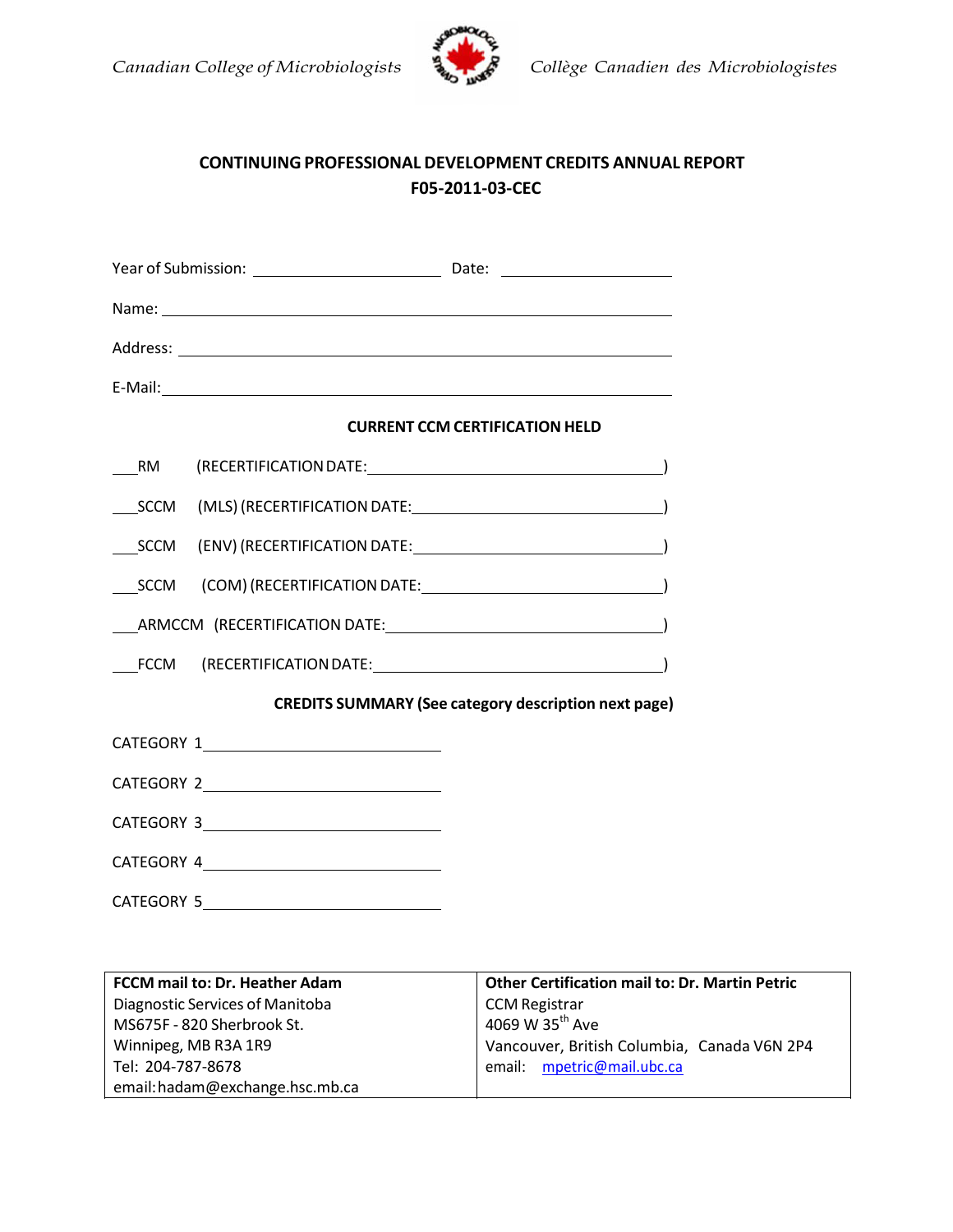*Canadian College of Microbiologists* *Collège Canadien des Microbiologistes*

## CONTINUING PROFESSIONAL DEVELOPMENT CREDITS ANNUAL REPORT
## F05-2011-03-CEC

Year of Submission: ____________________ Date: ____________________

Name: ________________________________________________________

Address: ______________________________________________________

E-Mail: _______________________________________________________

**CURRENT CCM CERTIFICATION HELD**

___RM (RECERTIFICATION DATE: ______________________________)

___SCCM (MLS) (RECERTIFICATION DATE: ______________________________)

___SCCM (ENV) (RECERTIFICATION DATE: ______________________________)

___SCCM (COM) (RECERTIFICATION DATE: ______________________________)

___ARMCCM (RECERTIFICATION DATE: ______________________________)

___FCCM (RECERTIFICATION DATE: ______________________________)

**CREDITS SUMMARY (See category description next page)**

CATEGORY 1 ____________________

CATEGORY 2 ____________________

CATEGORY 3 ____________________

CATEGORY 4 ____________________

CATEGORY 5 ____________________

| **FCCM mail to: Dr. Heather Adam** | **Other Certification mail to: Dr. Martin Petric** |
|---|---|
| Diagnostic Services of Manitoba<br>MS675F - 820 Sherbrook St.<br>Winnipeg, MB R3A 1R9<br>Tel: 204-787-8678<br>email: hadam@exchange.hsc.mb.ca | CCM Registrar<br>4069 W 35th Ave<br>Vancouver, British Columbia, Canada V6N 2P4<br>email: mpetric@mail.ubc.ca |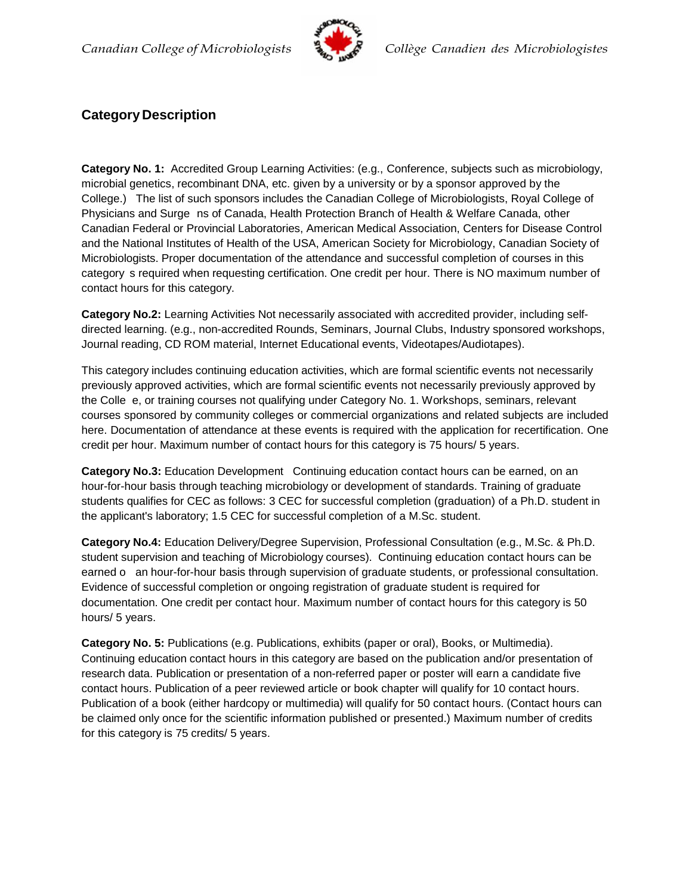## Category Description

**Category No. 1:** Accredited Group Learning Activities: (e.g., Conference, subjects such as microbiology, microbial genetics, recombinant DNA, etc. given by a university or by a sponsor approved by the College.) The list of such sponsors includes the Canadian College of Microbiologists, Royal College of Physicians and Surge ns of Canada, Health Protection Branch of Health & Welfare Canada, other Canadian Federal or Provincial Laboratories, American Medical Association, Centers for Disease Control and the National Institutes of Health of the USA, American Society for Microbiology, Canadian Society of Microbiologists. Proper documentation of the attendance and successful completion of courses in this category s required when requesting certification. One credit per hour. There is NO maximum number of contact hours for this category.

**Category No.2:** Learning Activities Not necessarily associated with accredited provider, including self-directed learning. (e.g., non-accredited Rounds, Seminars, Journal Clubs, Industry sponsored workshops, Journal reading, CD ROM material, Internet Educational events, Videotapes/Audiotapes).

This category includes continuing education activities, which are formal scientific events not necessarily previously approved activities, which are formal scientific events not necessarily previously approved by the Colle e, or training courses not qualifying under Category No. 1. Workshops, seminars, relevant courses sponsored by community colleges or commercial organizations and related subjects are included here. Documentation of attendance at these events is required with the application for recertification. One credit per hour. Maximum number of contact hours for this category is 75 hours/ 5 years.

**Category No.3:** Education Development Continuing education contact hours can be earned, on an hour-for-hour basis through teaching microbiology or development of standards. Training of graduate students qualifies for CEC as follows: 3 CEC for successful completion (graduation) of a Ph.D. student in the applicant's laboratory; 1.5 CEC for successful completion of a M.Sc. student.

**Category No.4:** Education Delivery/Degree Supervision, Professional Consultation (e.g., M.Sc. & Ph.D. student supervision and teaching of Microbiology courses). Continuing education contact hours can be earned o an hour-for-hour basis through supervision of graduate students, or professional consultation. Evidence of successful completion or ongoing registration of graduate student is required for documentation. One credit per contact hour. Maximum number of contact hours for this category is 50 hours/ 5 years.

**Category No. 5:** Publications (e.g. Publications, exhibits (paper or oral), Books, or Multimedia). Continuing education contact hours in this category are based on the publication and/or presentation of research data. Publication or presentation of a non-referred paper or poster will earn a candidate five contact hours. Publication of a peer reviewed article or book chapter will qualify for 10 contact hours. Publication of a book (either hardcopy or multimedia) will qualify for 50 contact hours. (Contact hours can be claimed only once for the scientific information published or presented.) Maximum number of credits for this category is 75 credits/ 5 years.